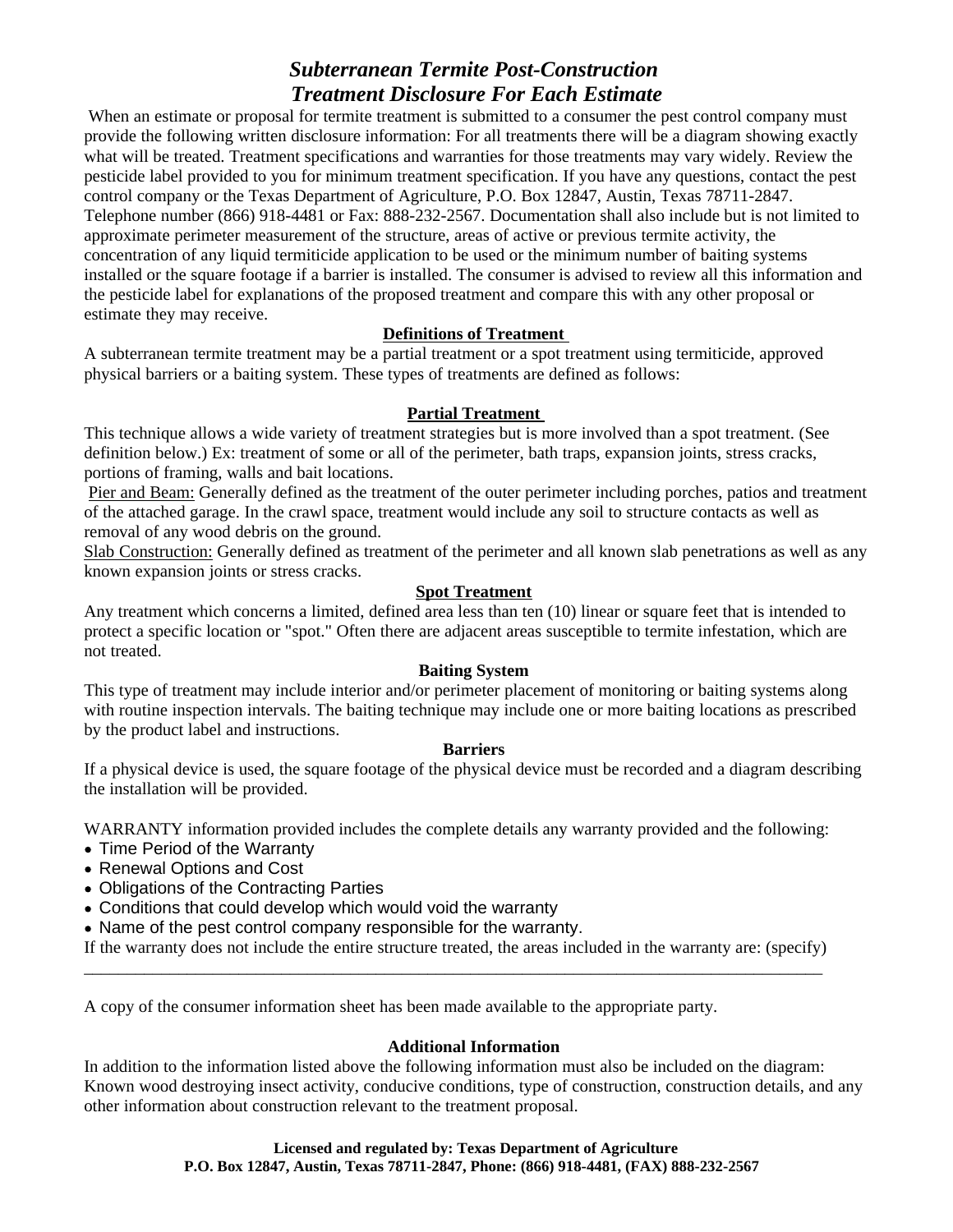# *Subterranean Termite Post-Construction Treatment Disclosure For Each Estimate*

When an estimate or proposal for termite treatment is submitted to a consumer the pest control company must provide the following written disclosure information: For all treatments there will be a diagram showing exactly what will be treated. Treatment specifications and warranties for those treatments may vary widely. Review the pesticide label provided to you for minimum treatment specification. If you have any questions, contact the pest control company or the Texas Department of Agriculture, P.O. Box 12847, Austin, Texas 78711-2847. Telephone number (866) 918-4481 or Fax: 888-232-2567. Documentation shall also include but is not limited to approximate perimeter measurement of the structure, areas of active or previous termite activity, the concentration of any liquid termiticide application to be used or the minimum number of baiting systems installed or the square footage if a barrier is installed. The consumer is advised to review all this information and the pesticide label for explanations of the proposed treatment and compare this with any other proposal or estimate they may receive.

**Definitions of Treatment**

A subterranean termite treatment may be a partial treatment or a spot treatment using termiticide, approved physical barriers or a baiting system. These types of treatments are defined as follows:

**Partial Treatment**

This technique allows a wide variety of treatment strategies but is more involved than a spot treatment. (See definition below.) Ex: treatment of some or all of the perimeter, bath traps, expansion joints, stress cracks, portions of framing, walls and bait locations.

Pier and Beam: Generally defined as the treatment of the outer perimeter including porches, patios and treatment of the attached garage. In the crawl space, treatment would include any soil to structure contacts as well as removal of any wood debris on the ground.

Slab Construction: Generally defined as treatment of the perimeter and all known slab penetrations as well as any known expansion joints or stress cracks.

**Spot Treatment**

Any treatment which concerns a limited, defined area less than ten (10) linear or square feet that is intended to protect a specific location or "spot." Often there are adjacent areas susceptible to termite infestation, which are not treated.

**Baiting System**

This type of treatment may include interior and/or perimeter placement of monitoring or baiting systems along with routine inspection intervals. The baiting technique may include one or more baiting locations as prescribed by the product label and instructions.

**Barriers**

If a physical device is used, the square footage of the physical device must be recorded and a diagram describing the installation will be provided.

WARRANTY information provided includes the complete details any warranty provided and the following:

- Time Period of the Warranty
- Renewal Options and Cost
- Obligations of the Contracting Parties
- Conditions that could develop which would void the warranty
- Name of the pest control company responsible for the warranty.

If the warranty does not include the entire structure treated, the areas included in the warranty are: (specify)
\_\_\_\_\_\_\_\_\_\_\_\_\_\_\_\_\_\_\_\_\_\_\_\_\_\_\_\_\_\_\_\_\_\_\_\_\_\_\_\_\_\_\_\_\_\_\_\_\_\_\_\_\_\_\_\_\_\_\_\_\_\_\_\_\_\_\_\_\_\_\_\_\_\_\_\_\_\_

A copy of the consumer information sheet has been made available to the appropriate party.

**Additional Information**

In addition to the information listed above the following information must also be included on the diagram: Known wood destroying insect activity, conducive conditions, type of construction, construction details, and any other information about construction relevant to the treatment proposal.

**Licensed and regulated by: Texas Department of Agriculture**
**P.O. Box 12847, Austin, Texas 78711-2847, Phone: (866) 918-4481, (FAX) 888-232-2567**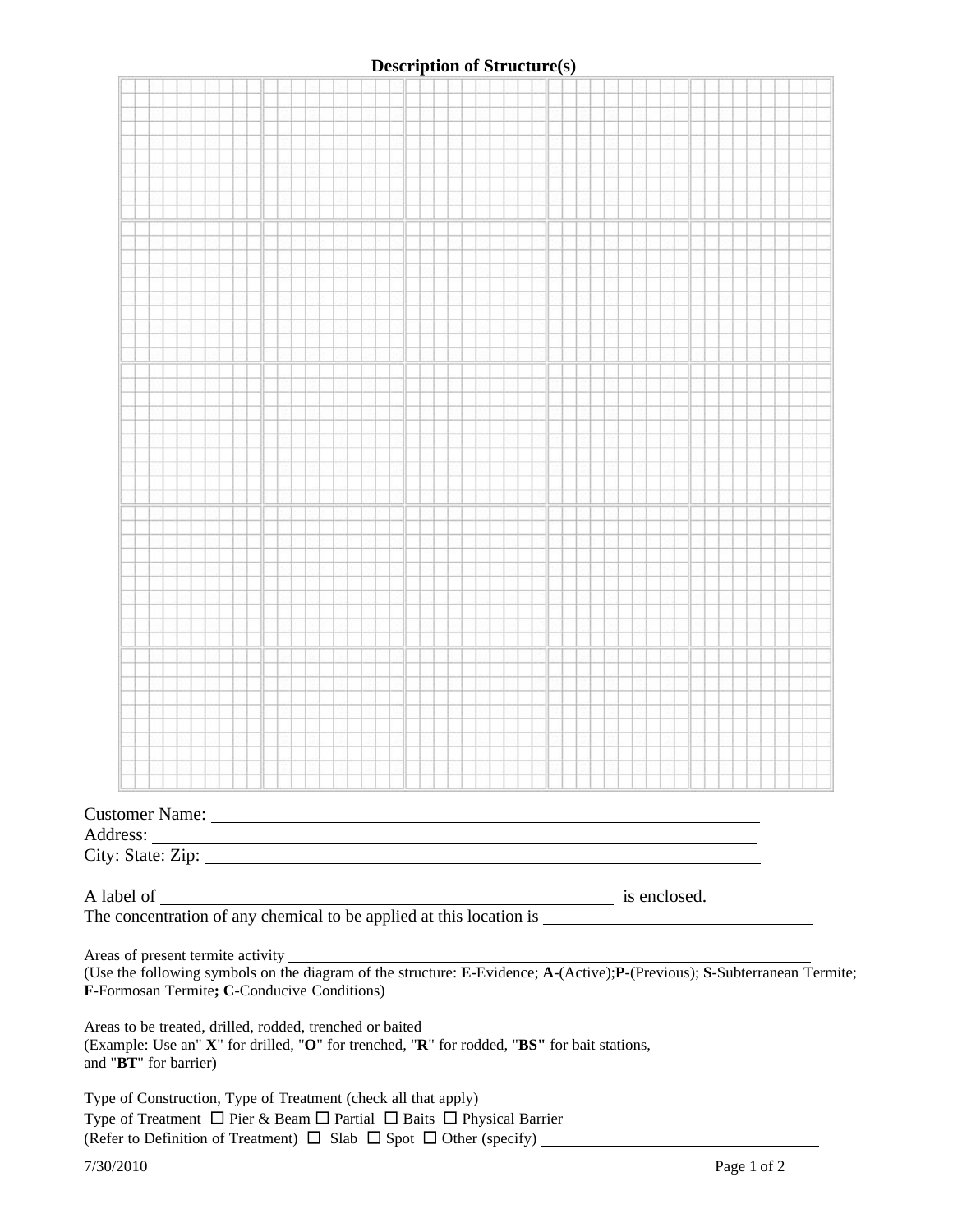## Description of Structure(s)

Customer Name: ______________________________

Address: ______________________________

City: State: Zip: ______________________________

A label of ______________________________ is enclosed.

The concentration of any chemical to be applied at this location is ______________________________

Areas of present termite activity ______________________________

(Use the following symbols on the diagram of the structure: **E**-Evidence; **A**-(Active);**P**-(Previous); **S**-Subterranean Termite; **F**-Formosan Termite**; C**-Conducive Conditions)

Areas to be treated, drilled, rodded, trenched or baited

(Example: Use an" **X**" for drilled, "**O**" for trenched, "**R**" for rodded, "**BS"** for bait stations, and "**BT**" for barrier)

Type of Construction, Type of Treatment (check all that apply)

Type of Treatment ☐ Pier & Beam ☐ Partial ☐ Baits ☐ Physical Barrier

(Refer to Definition of Treatment) ☐ Slab ☐ Spot ☐ Other (specify) ______________________________

7/30/2010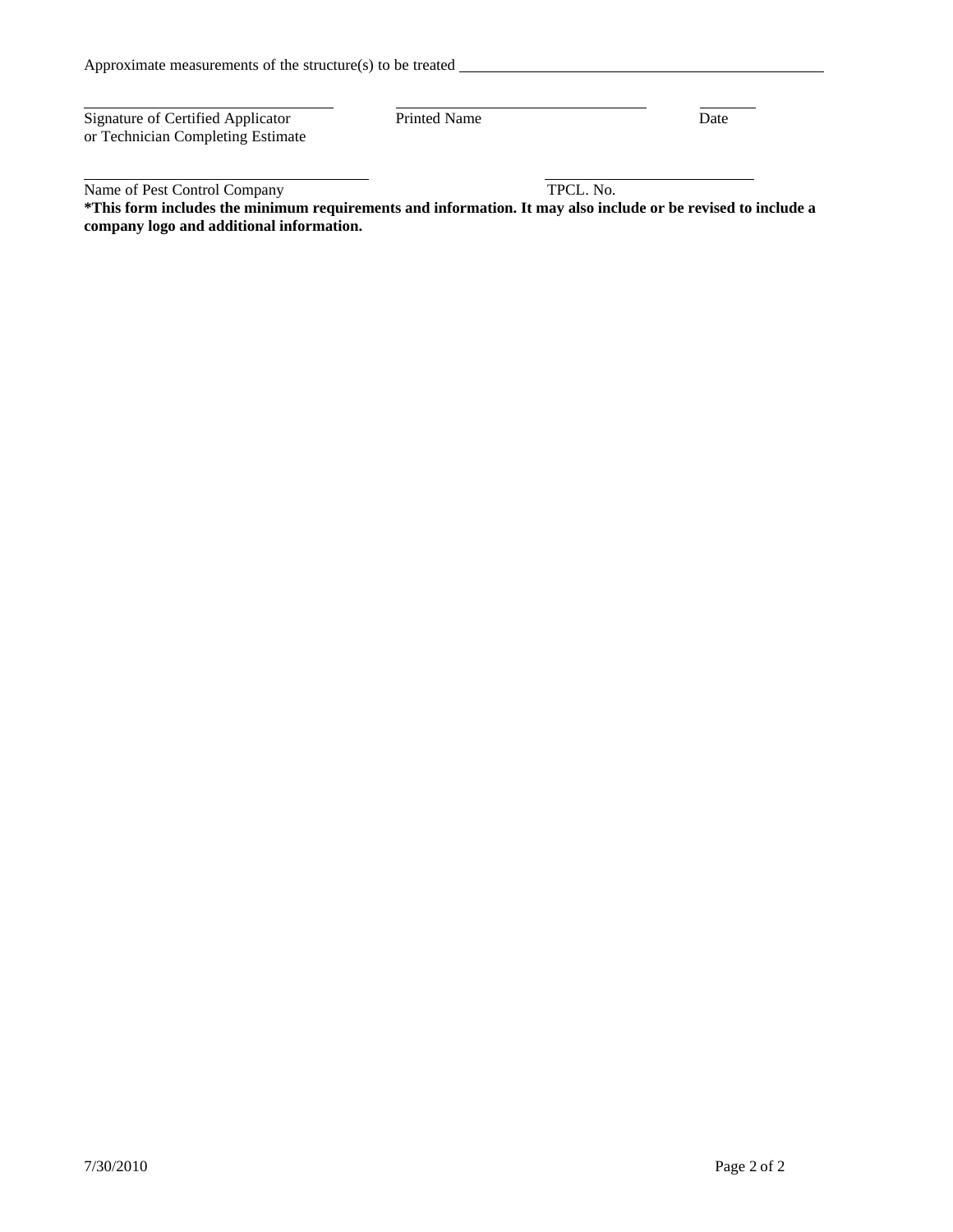Approximate measurements of the structure(s) to be treated ______________________________________________

| | | |
|---|---|---|
| ____________________________ | ____________________________ | ________ |
| Signature of Certified Applicator or Technician Completing Estimate | Printed Name | Date |

| | |
|---|---|
| ________________________________ | ________________________ |
| Name of Pest Control Company | TPCL. No. |

**\*This form includes the minimum requirements and information. It may also include or be revised to include a company logo and additional information.**

7/30/2010